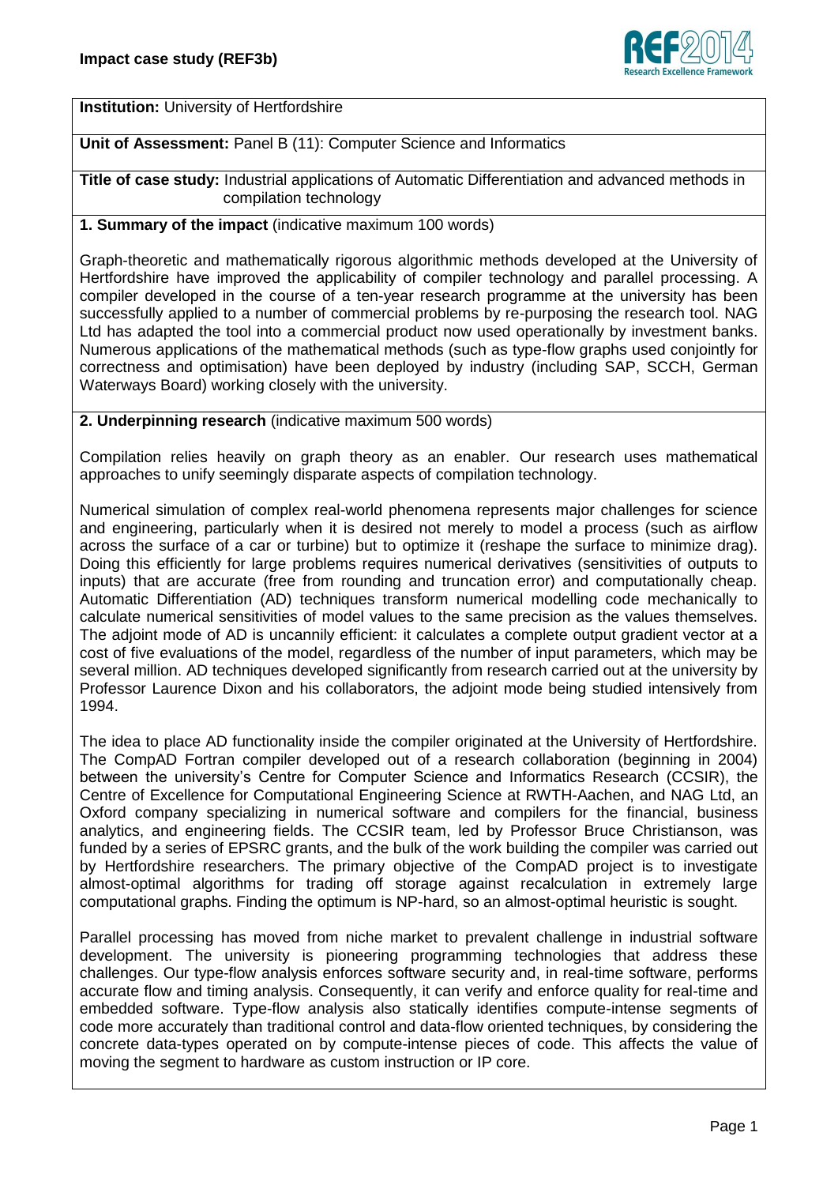**Impact case study (REF3b)**

**Institution:** University of Hertfordshire

**Unit of Assessment:** Panel B (11): Computer Science and Informatics

**Title of case study:** Industrial applications of Automatic Differentiation and advanced methods in compilation technology

**1. Summary of the impact** (indicative maximum 100 words)

Graph-theoretic and mathematically rigorous algorithmic methods developed at the University of Hertfordshire have improved the applicability of compiler technology and parallel processing. A compiler developed in the course of a ten-year research programme at the university has been successfully applied to a number of commercial problems by re-purposing the research tool. NAG Ltd has adapted the tool into a commercial product now used operationally by investment banks. Numerous applications of the mathematical methods (such as type-flow graphs used conjointly for correctness and optimisation) have been deployed by industry (including SAP, SCCH, German Waterways Board) working closely with the university.

**2. Underpinning research** (indicative maximum 500 words)

Compilation relies heavily on graph theory as an enabler. Our research uses mathematical approaches to unify seemingly disparate aspects of compilation technology.

Numerical simulation of complex real-world phenomena represents major challenges for science and engineering, particularly when it is desired not merely to model a process (such as airflow across the surface of a car or turbine) but to optimize it (reshape the surface to minimize drag). Doing this efficiently for large problems requires numerical derivatives (sensitivities of outputs to inputs) that are accurate (free from rounding and truncation error) and computationally cheap. Automatic Differentiation (AD) techniques transform numerical modelling code mechanically to calculate numerical sensitivities of model values to the same precision as the values themselves. The adjoint mode of AD is uncannily efficient: it calculates a complete output gradient vector at a cost of five evaluations of the model, regardless of the number of input parameters, which may be several million. AD techniques developed significantly from research carried out at the university by Professor Laurence Dixon and his collaborators, the adjoint mode being studied intensively from 1994.

The idea to place AD functionality inside the compiler originated at the University of Hertfordshire. The CompAD Fortran compiler developed out of a research collaboration (beginning in 2004) between the university's Centre for Computer Science and Informatics Research (CCSIR), the Centre of Excellence for Computational Engineering Science at RWTH-Aachen, and NAG Ltd, an Oxford company specializing in numerical software and compilers for the financial, business analytics, and engineering fields. The CCSIR team, led by Professor Bruce Christianson, was funded by a series of EPSRC grants, and the bulk of the work building the compiler was carried out by Hertfordshire researchers. The primary objective of the CompAD project is to investigate almost-optimal algorithms for trading off storage against recalculation in extremely large computational graphs. Finding the optimum is NP-hard, so an almost-optimal heuristic is sought.

Parallel processing has moved from niche market to prevalent challenge in industrial software development. The university is pioneering programming technologies that address these challenges. Our type-flow analysis enforces software security and, in real-time software, performs accurate flow and timing analysis. Consequently, it can verify and enforce quality for real-time and embedded software. Type-flow analysis also statically identifies compute-intense segments of code more accurately than traditional control and data-flow oriented techniques, by considering the concrete data-types operated on by compute-intense pieces of code. This affects the value of moving the segment to hardware as custom instruction or IP core.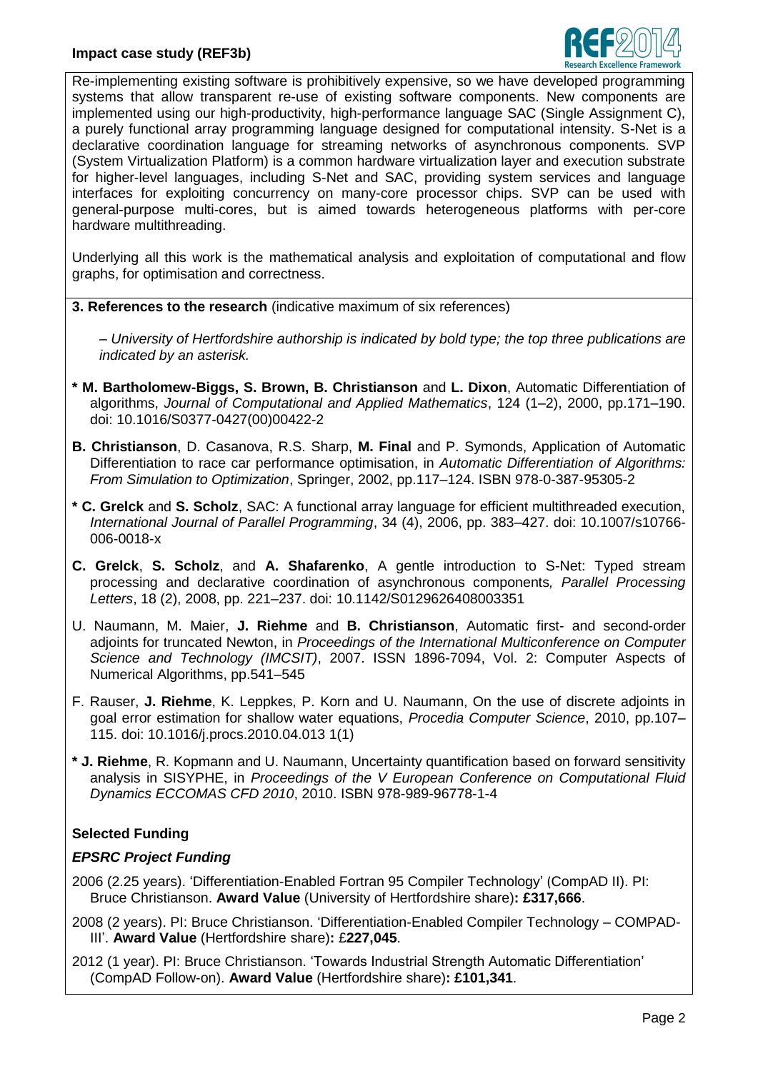Re-implementing existing software is prohibitively expensive, so we have developed programming systems that allow transparent re-use of existing software components. New components are implemented using our high-productivity, high-performance language SAC (Single Assignment C), a purely functional array programming language designed for computational intensity. S-Net is a declarative coordination language for streaming networks of asynchronous components. SVP (System Virtualization Platform) is a common hardware virtualization layer and execution substrate for higher-level languages, including S-Net and SAC, providing system services and language interfaces for exploiting concurrency on many-core processor chips. SVP can be used with general-purpose multi-cores, but is aimed towards heterogeneous platforms with per-core hardware multithreading.

Underlying all this work is the mathematical analysis and exploitation of computational and flow graphs, for optimisation and correctness.

**3. References to the research** (indicative maximum of six references)

*– University of Hertfordshire authorship is indicated by bold type; the top three publications are indicated by an asterisk.*

**\* M. Bartholomew-Biggs, S. Brown, B. Christianson** and **L. Dixon**, Automatic Differentiation of algorithms, *Journal of Computational and Applied Mathematics*, 124 (1–2), 2000, pp.171–190. doi: 10.1016/S0377-0427(00)00422-2

**B. Christianson**, D. Casanova, R.S. Sharp, **M. Final** and P. Symonds, Application of Automatic Differentiation to race car performance optimisation, in *Automatic Differentiation of Algorithms: From Simulation to Optimization*, Springer, 2002, pp.117–124. ISBN 978-0-387-95305-2

**\* C. Grelck** and **S. Scholz**, SAC: A functional array language for efficient multithreaded execution, *International Journal of Parallel Programming*, 34 (4), 2006, pp. 383–427. doi: 10.1007/s10766-006-0018-x

**C. Grelck**, **S. Scholz**, and **A. Shafarenko**, A gentle introduction to S-Net: Typed stream processing and declarative coordination of asynchronous components*, Parallel Processing Letters*, 18 (2), 2008, pp. 221–237. doi: 10.1142/S0129626408003351

U. Naumann, M. Maier, **J. Riehme** and **B. Christianson**, Automatic first- and second-order adjoints for truncated Newton, in *Proceedings of the International Multiconference on Computer Science and Technology (IMCSIT)*, 2007. ISSN 1896-7094, Vol. 2: Computer Aspects of Numerical Algorithms, pp.541–545

F. Rauser, **J. Riehme**, K. Leppkes, P. Korn and U. Naumann, On the use of discrete adjoints in goal error estimation for shallow water equations, *Procedia Computer Science*, 2010, pp.107–115. doi: 10.1016/j.procs.2010.04.013 1(1)

**\* J. Riehme**, R. Kopmann and U. Naumann, Uncertainty quantification based on forward sensitivity analysis in SISYPHE, in *Proceedings of the V European Conference on Computational Fluid Dynamics ECCOMAS CFD 2010*, 2010. ISBN 978-989-96778-1-4

**Selected Funding**

***EPSRC Project Funding***

2006 (2.25 years). 'Differentiation-Enabled Fortran 95 Compiler Technology' (CompAD II). PI: Bruce Christianson. **Award Value** (University of Hertfordshire share)**: £317,666**.

2008 (2 years). PI: Bruce Christianson. 'Differentiation-Enabled Compiler Technology – COMPAD-III'. **Award Value** (Hertfordshire share)**:** £**227,045**.

2012 (1 year). PI: Bruce Christianson. 'Towards Industrial Strength Automatic Differentiation' (CompAD Follow-on). **Award Value** (Hertfordshire share)**: £101,341**.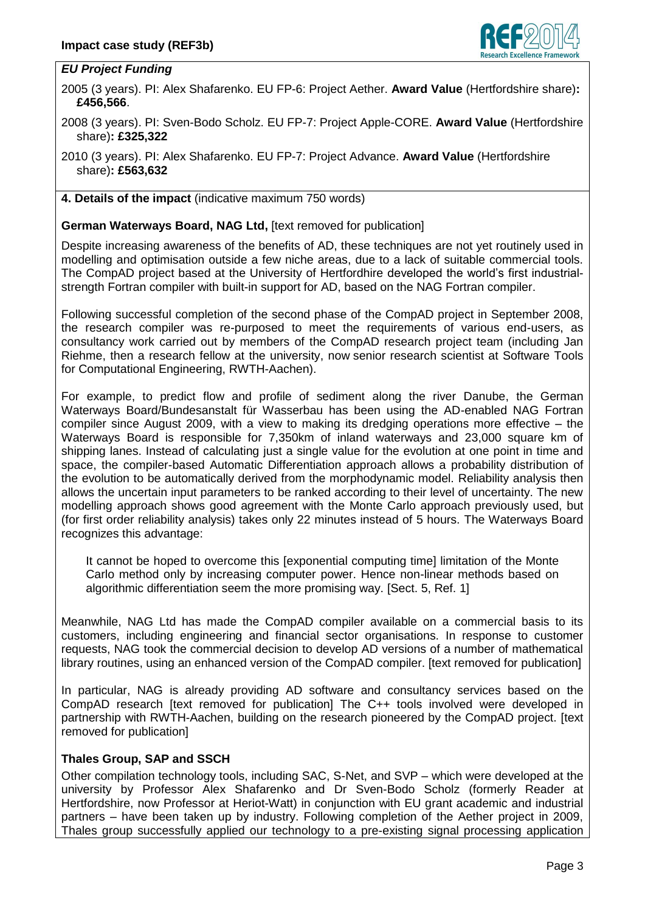*EU Project Funding*

2005 (3 years). PI: Alex Shafarenko. EU FP-6: Project Aether. **Award Value** (Hertfordshire share)**: £456,566**.

2008 (3 years). PI: Sven-Bodo Scholz. EU FP-7: Project Apple-CORE. **Award Value** (Hertfordshire share)**: £325,322**

2010 (3 years). PI: Alex Shafarenko. EU FP-7: Project Advance. **Award Value** (Hertfordshire share)**: £563,632**

## 4. Details of the impact (indicative maximum 750 words)

**German Waterways Board, NAG Ltd,** [text removed for publication]

Despite increasing awareness of the benefits of AD, these techniques are not yet routinely used in modelling and optimisation outside a few niche areas, due to a lack of suitable commercial tools. The CompAD project based at the University of Hertfordhire developed the world's first industrial-strength Fortran compiler with built-in support for AD, based on the NAG Fortran compiler.

Following successful completion of the second phase of the CompAD project in September 2008, the research compiler was re-purposed to meet the requirements of various end-users, as consultancy work carried out by members of the CompAD research project team (including Jan Riehme, then a research fellow at the university, now senior research scientist at Software Tools for Computational Engineering, RWTH-Aachen).

For example, to predict flow and profile of sediment along the river Danube, the German Waterways Board/Bundesanstalt für Wasserbau has been using the AD-enabled NAG Fortran compiler since August 2009, with a view to making its dredging operations more effective – the Waterways Board is responsible for 7,350km of inland waterways and 23,000 square km of shipping lanes. Instead of calculating just a single value for the evolution at one point in time and space, the compiler-based Automatic Differentiation approach allows a probability distribution of the evolution to be automatically derived from the morphodynamic model. Reliability analysis then allows the uncertain input parameters to be ranked according to their level of uncertainty. The new modelling approach shows good agreement with the Monte Carlo approach previously used, but (for first order reliability analysis) takes only 22 minutes instead of 5 hours. The Waterways Board recognizes this advantage:

> It cannot be hoped to overcome this [exponential computing time] limitation of the Monte Carlo method only by increasing computer power. Hence non-linear methods based on algorithmic differentiation seem the more promising way. [Sect. 5, Ref. 1]

Meanwhile, NAG Ltd has made the CompAD compiler available on a commercial basis to its customers, including engineering and financial sector organisations. In response to customer requests, NAG took the commercial decision to develop AD versions of a number of mathematical library routines, using an enhanced version of the CompAD compiler. [text removed for publication]

In particular, NAG is already providing AD software and consultancy services based on the CompAD research [text removed for publication] The C++ tools involved were developed in partnership with RWTH-Aachen, building on the research pioneered by the CompAD project. [text removed for publication]

**Thales Group, SAP and SSCH**

Other compilation technology tools, including SAC, S-Net, and SVP – which were developed at the university by Professor Alex Shafarenko and Dr Sven-Bodo Scholz (formerly Reader at Hertfordshire, now Professor at Heriot-Watt) in conjunction with EU grant academic and industrial partners – have been taken up by industry. Following completion of the Aether project in 2009, Thales group successfully applied our technology to a pre-existing signal processing application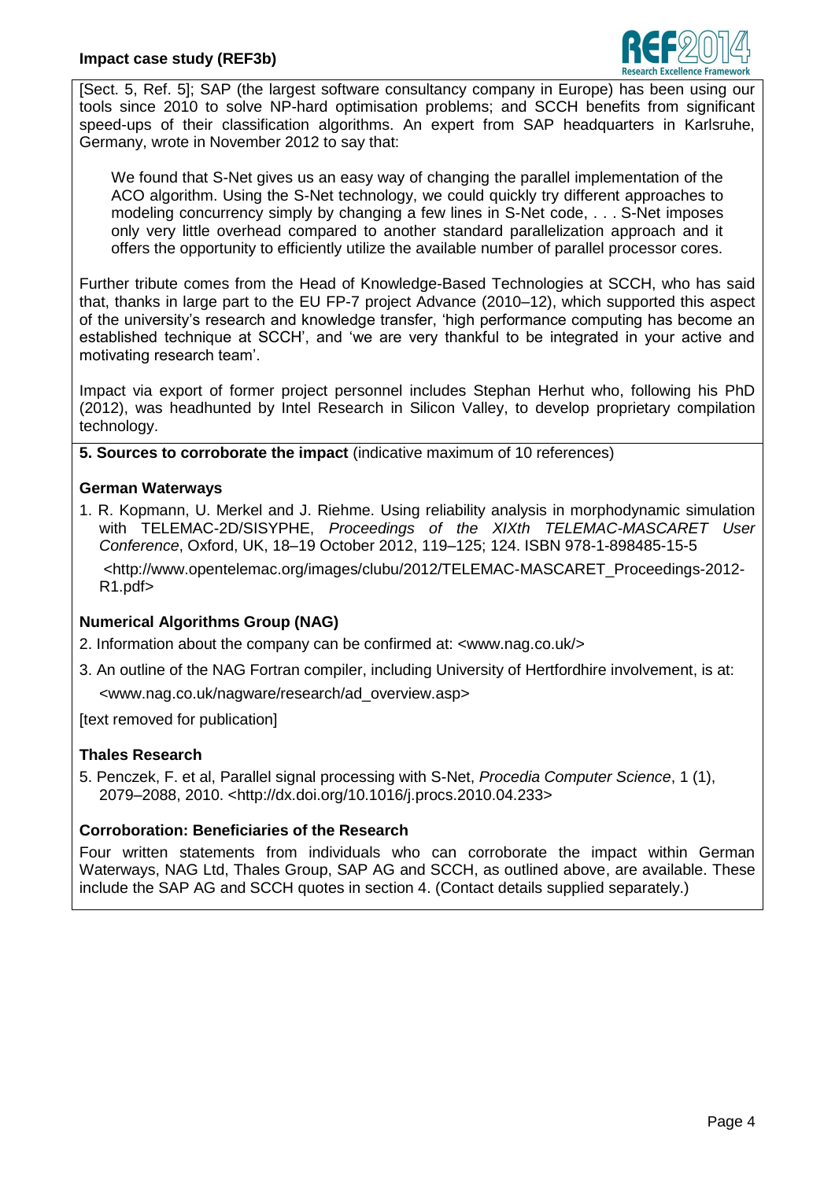[Sect. 5, Ref. 5]; SAP (the largest software consultancy company in Europe) has been using our tools since 2010 to solve NP-hard optimisation problems; and SCCH benefits from significant speed-ups of their classification algorithms. An expert from SAP headquarters in Karlsruhe, Germany, wrote in November 2012 to say that:

> We found that S-Net gives us an easy way of changing the parallel implementation of the ACO algorithm. Using the S-Net technology, we could quickly try different approaches to modeling concurrency simply by changing a few lines in S-Net code, . . . S-Net imposes only very little overhead compared to another standard parallelization approach and it offers the opportunity to efficiently utilize the available number of parallel processor cores.

Further tribute comes from the Head of Knowledge-Based Technologies at SCCH, who has said that, thanks in large part to the EU FP-7 project Advance (2010–12), which supported this aspect of the university's research and knowledge transfer, 'high performance computing has become an established technique at SCCH', and 'we are very thankful to be integrated in your active and motivating research team'.

Impact via export of former project personnel includes Stephan Herhut who, following his PhD (2012), was headhunted by Intel Research in Silicon Valley, to develop proprietary compilation technology.

**5. Sources to corroborate the impact** (indicative maximum of 10 references)

**German Waterways**

1. R. Kopmann, U. Merkel and J. Riehme. Using reliability analysis in morphodynamic simulation with TELEMAC-2D/SISYPHE, *Proceedings of the XIXth TELEMAC-MASCARET User Conference*, Oxford, UK, 18–19 October 2012, 119–125; 124. ISBN 978-1-898485-15-5 <http://www.opentelemac.org/images/clubu/2012/TELEMAC-MASCARET_Proceedings-2012-R1.pdf>

**Numerical Algorithms Group (NAG)**

2. Information about the company can be confirmed at: <www.nag.co.uk/>
3. An outline of the NAG Fortran compiler, including University of Hertfordhire involvement, is at: <www.nag.co.uk/nagware/research/ad_overview.asp>

[text removed for publication]

**Thales Research**

5. Penczek, F. et al, Parallel signal processing with S-Net, *Procedia Computer Science*, 1 (1), 2079–2088, 2010. <http://dx.doi.org/10.1016/j.procs.2010.04.233>

**Corroboration: Beneficiaries of the Research**

Four written statements from individuals who can corroborate the impact within German Waterways, NAG Ltd, Thales Group, SAP AG and SCCH, as outlined above, are available. These include the SAP AG and SCCH quotes in section 4. (Contact details supplied separately.)